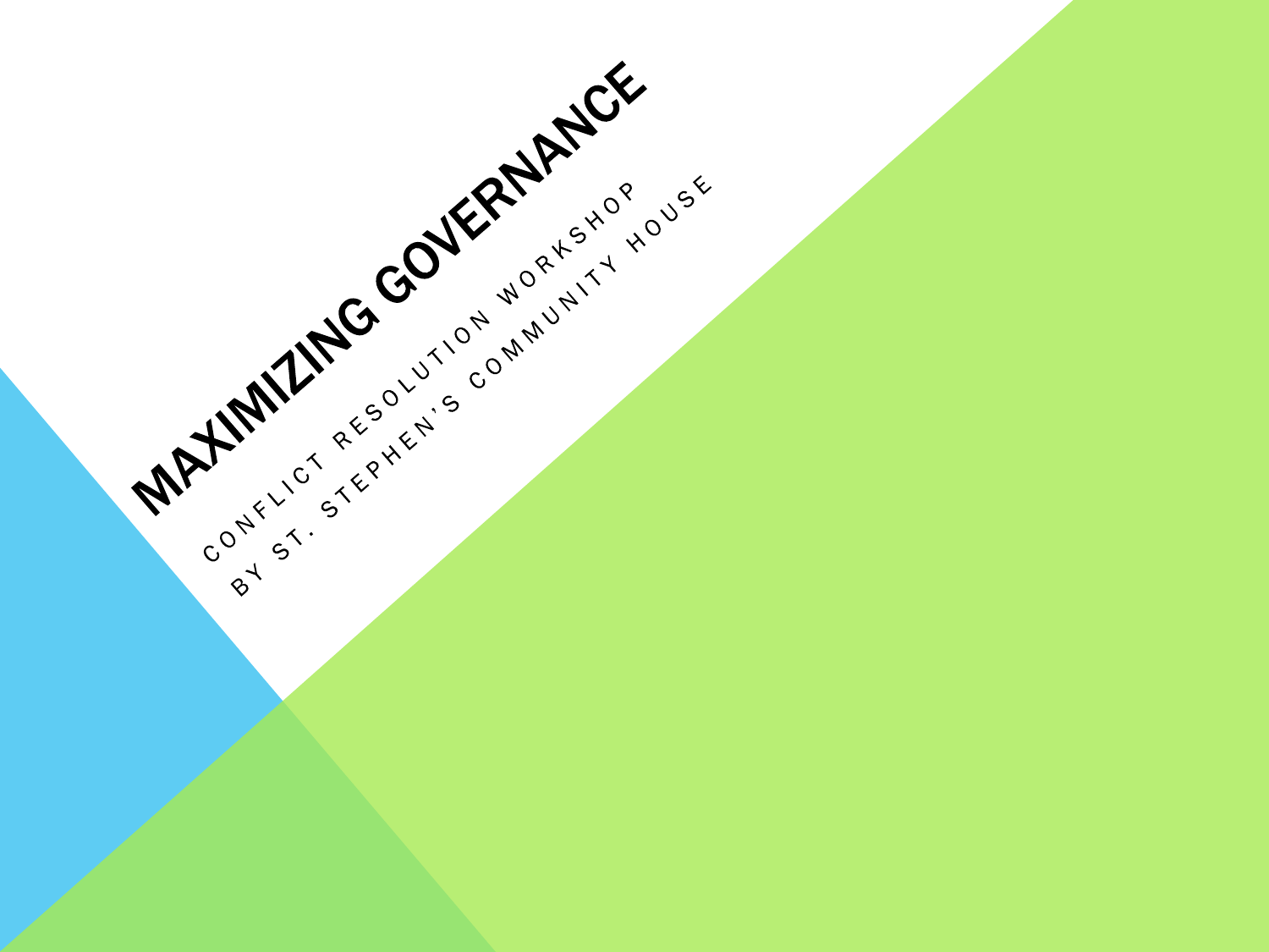# MAXIMIZING GOVERNANCE

CONFLICT RESOLUTION WORKSHOP

BY ST. STEPHEN'S COMMUNITY HOUSE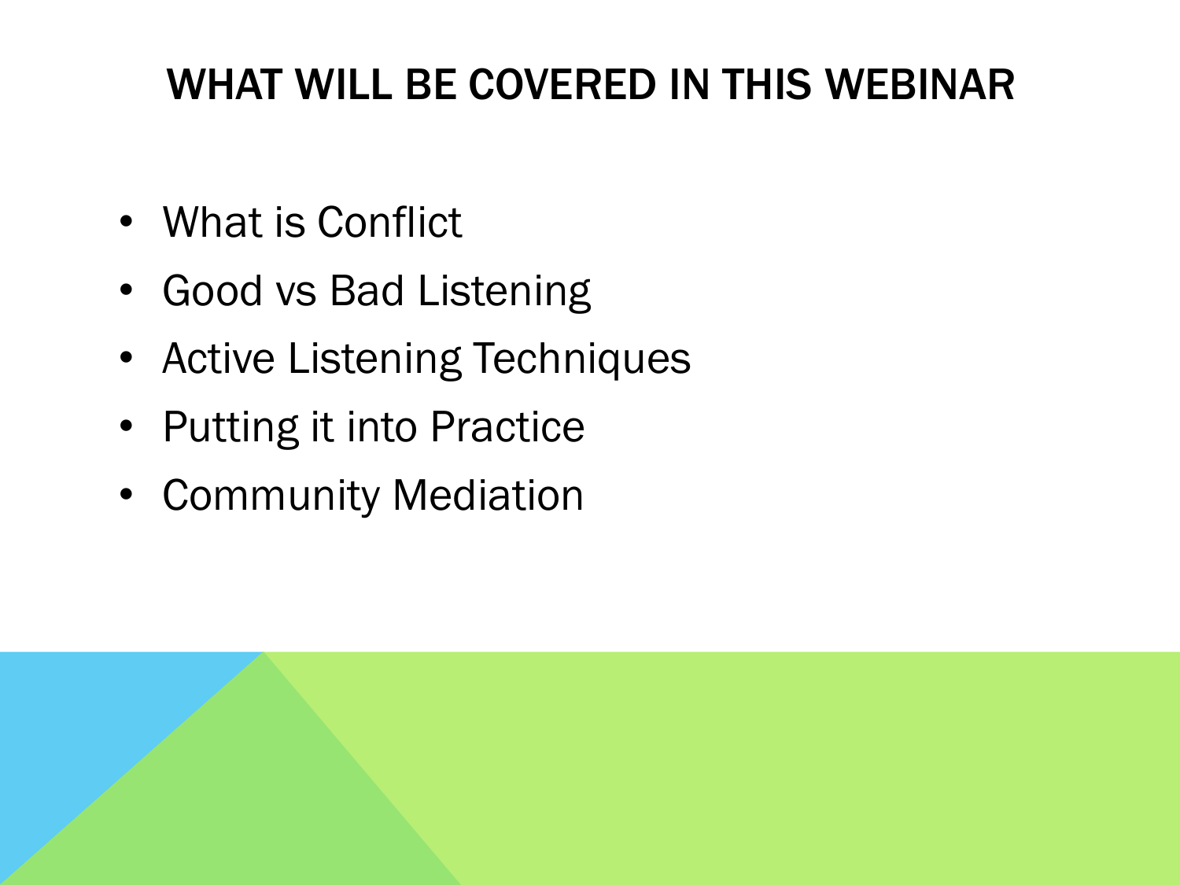# WHAT WILL BE COVERED IN THIS WEBINAR

- What is Conflict
- Good vs Bad Listening
- Active Listening Techniques
- Putting it into Practice
- Community Mediation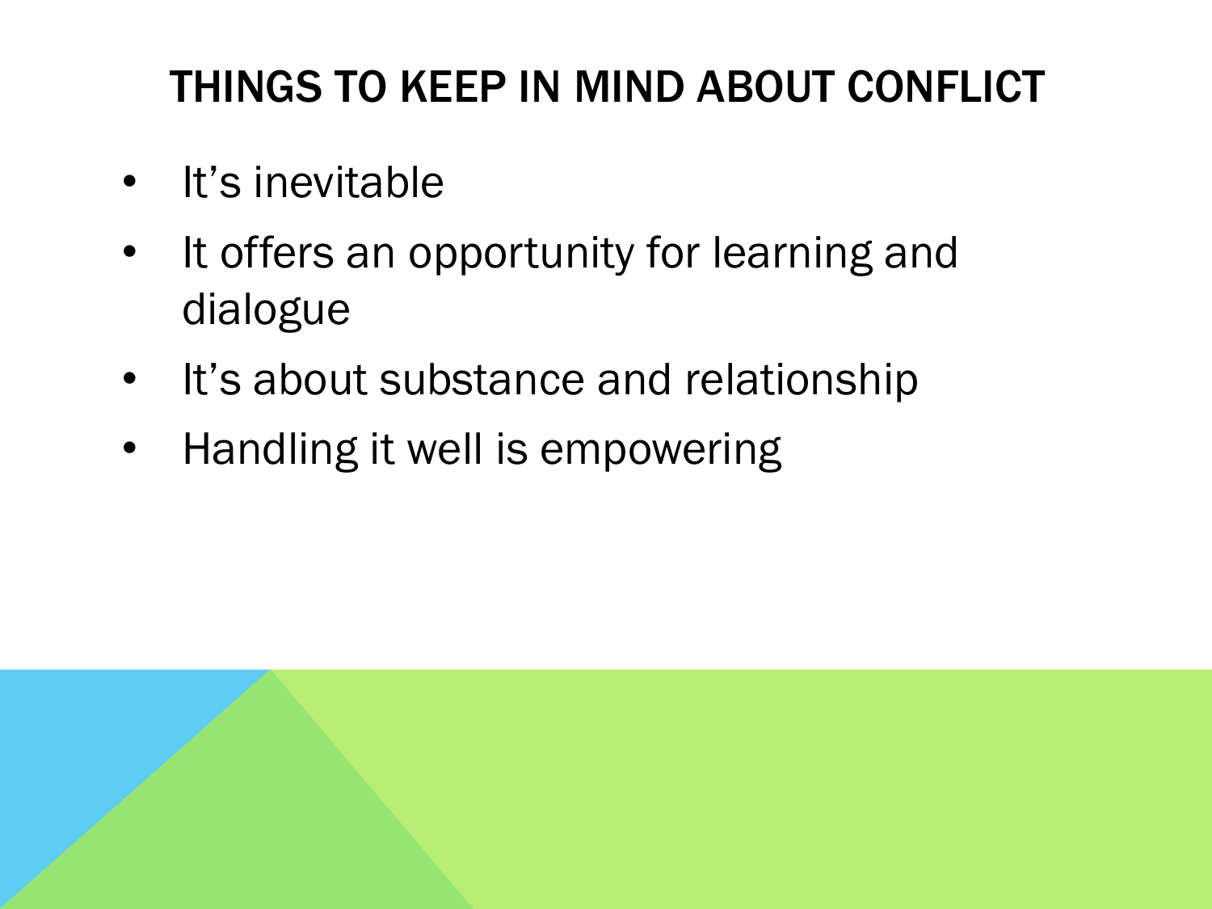# THINGS TO KEEP IN MIND ABOUT CONFLICT

- It’s inevitable
- It offers an opportunity for learning and dialogue
- It’s about substance and relationship
- Handling it well is empowering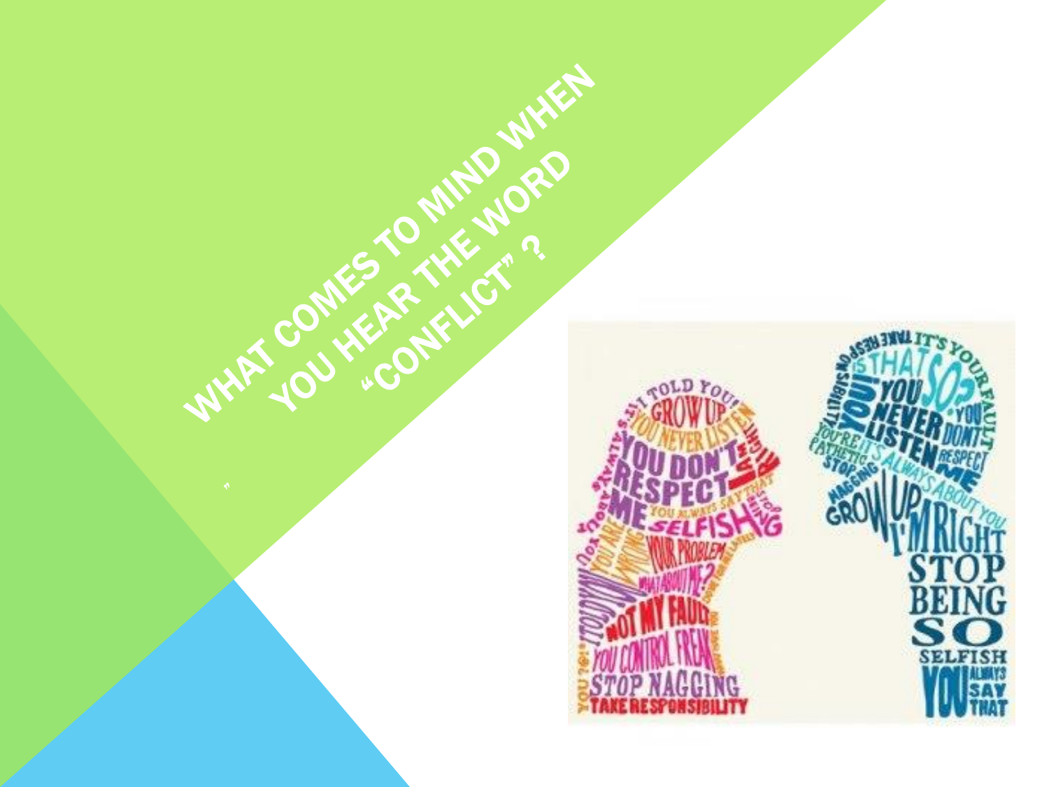# WHAT COMES TO MIND WHEN YOU HEAR THE WORD "CONFLICT"?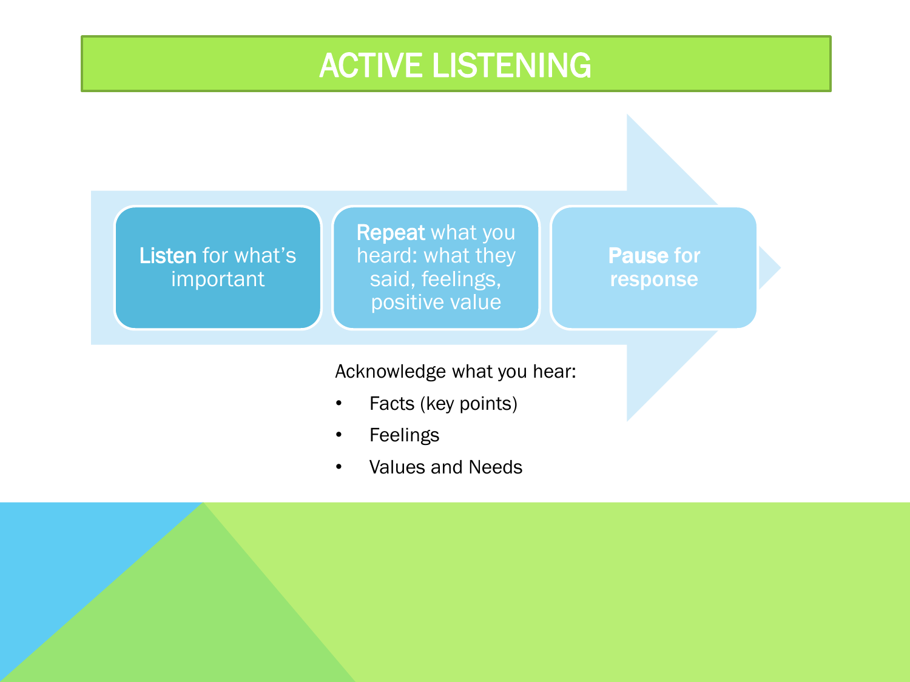# ACTIVE LISTENING

1. **Listen** for what's important
2. **Repeat** what you heard: what they said, feelings, positive value
3. **Pause for response**

Acknowledge what you hear:

- Facts (key points)
- Feelings
- Values and Needs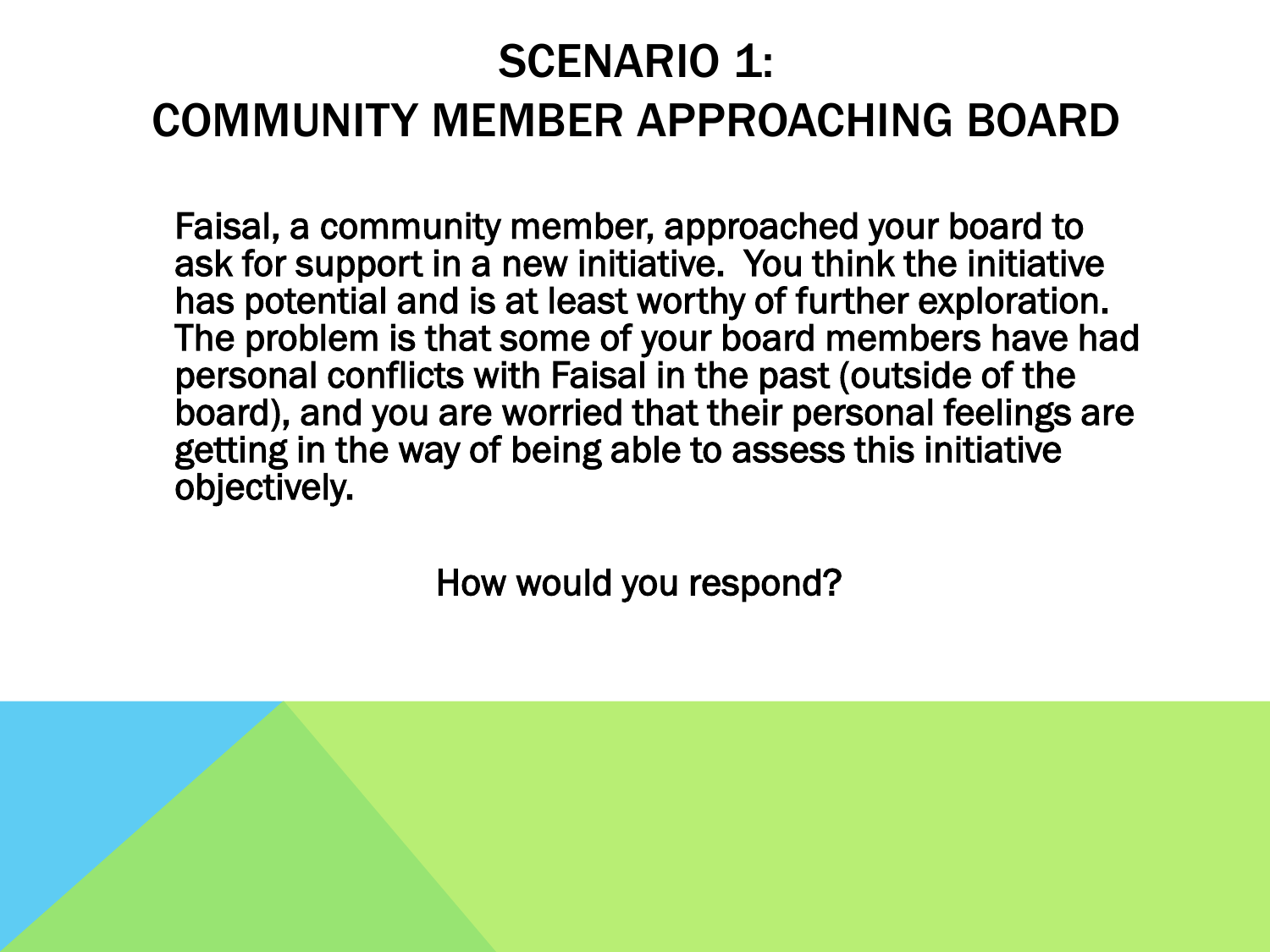# SCENARIO 1: COMMUNITY MEMBER APPROACHING BOARD

Faisal, a community member, approached your board to ask for support in a new initiative. You think the initiative has potential and is at least worthy of further exploration. The problem is that some of your board members have had personal conflicts with Faisal in the past (outside of the board), and you are worried that their personal feelings are getting in the way of being able to assess this initiative objectively.

How would you respond?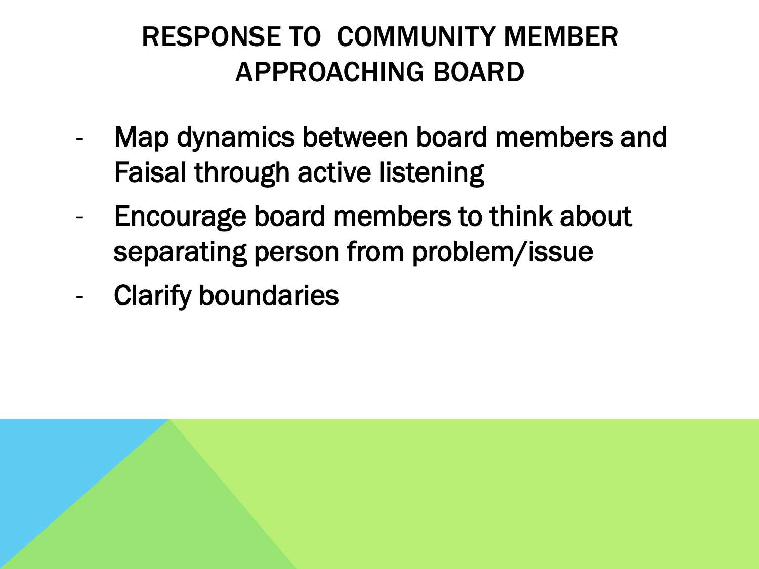# RESPONSE TO COMMUNITY MEMBER APPROACHING BOARD

- Map dynamics between board members and Faisal through active listening
- Encourage board members to think about separating person from problem/issue
- Clarify boundaries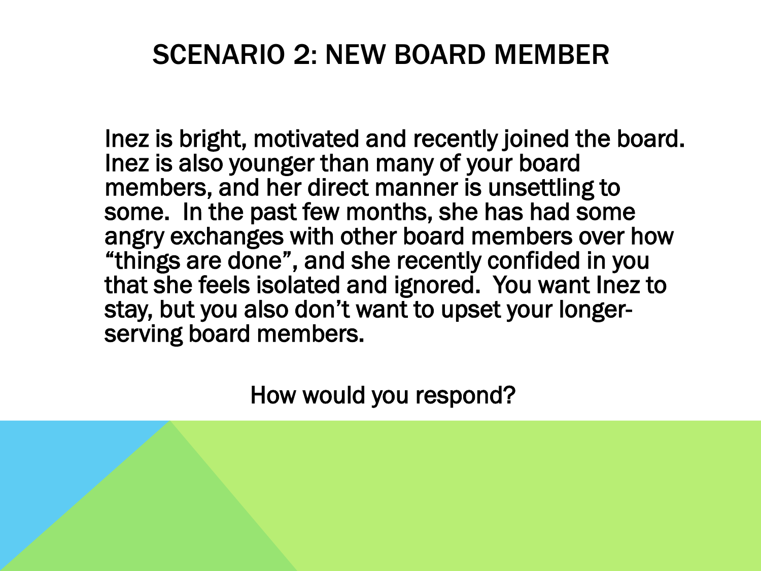# SCENARIO 2: NEW BOARD MEMBER

Inez is bright, motivated and recently joined the board. Inez is also younger than many of your board members, and her direct manner is unsettling to some. In the past few months, she has had some angry exchanges with other board members over how "things are done", and she recently confided in you that she feels isolated and ignored. You want Inez to stay, but you also don't want to upset your longer-serving board members.

How would you respond?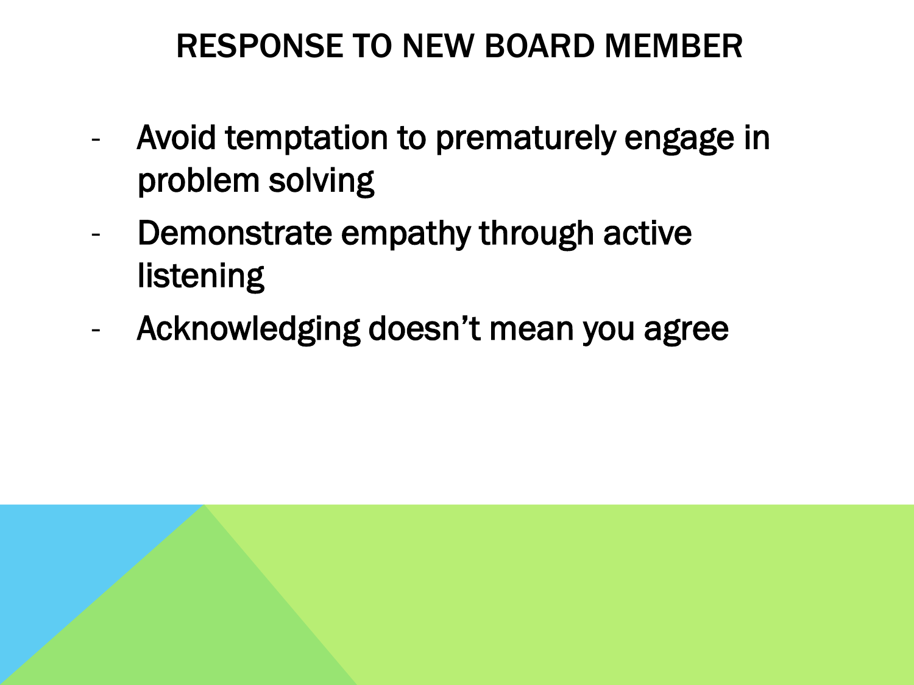# RESPONSE TO NEW BOARD MEMBER

- Avoid temptation to prematurely engage in problem solving
- Demonstrate empathy through active listening
- Acknowledging doesn't mean you agree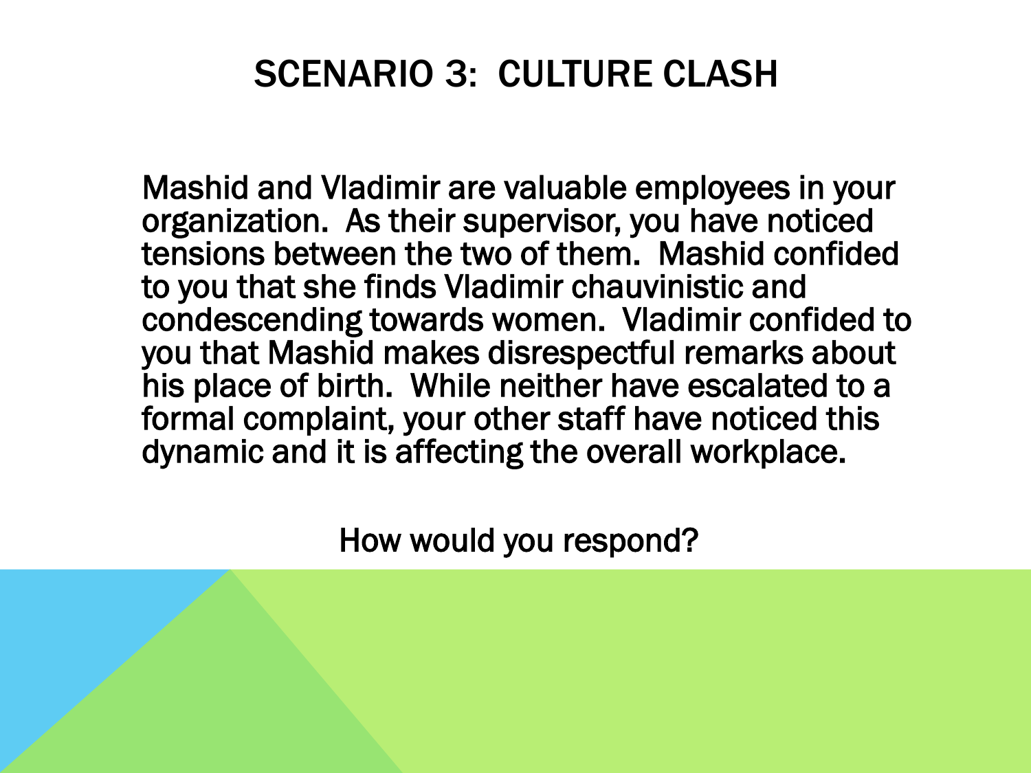# SCENARIO 3: CULTURE CLASH

Mashid and Vladimir are valuable employees in your organization. As their supervisor, you have noticed tensions between the two of them. Mashid confided to you that she finds Vladimir chauvinistic and condescending towards women. Vladimir confided to you that Mashid makes disrespectful remarks about his place of birth. While neither have escalated to a formal complaint, your other staff have noticed this dynamic and it is affecting the overall workplace.

How would you respond?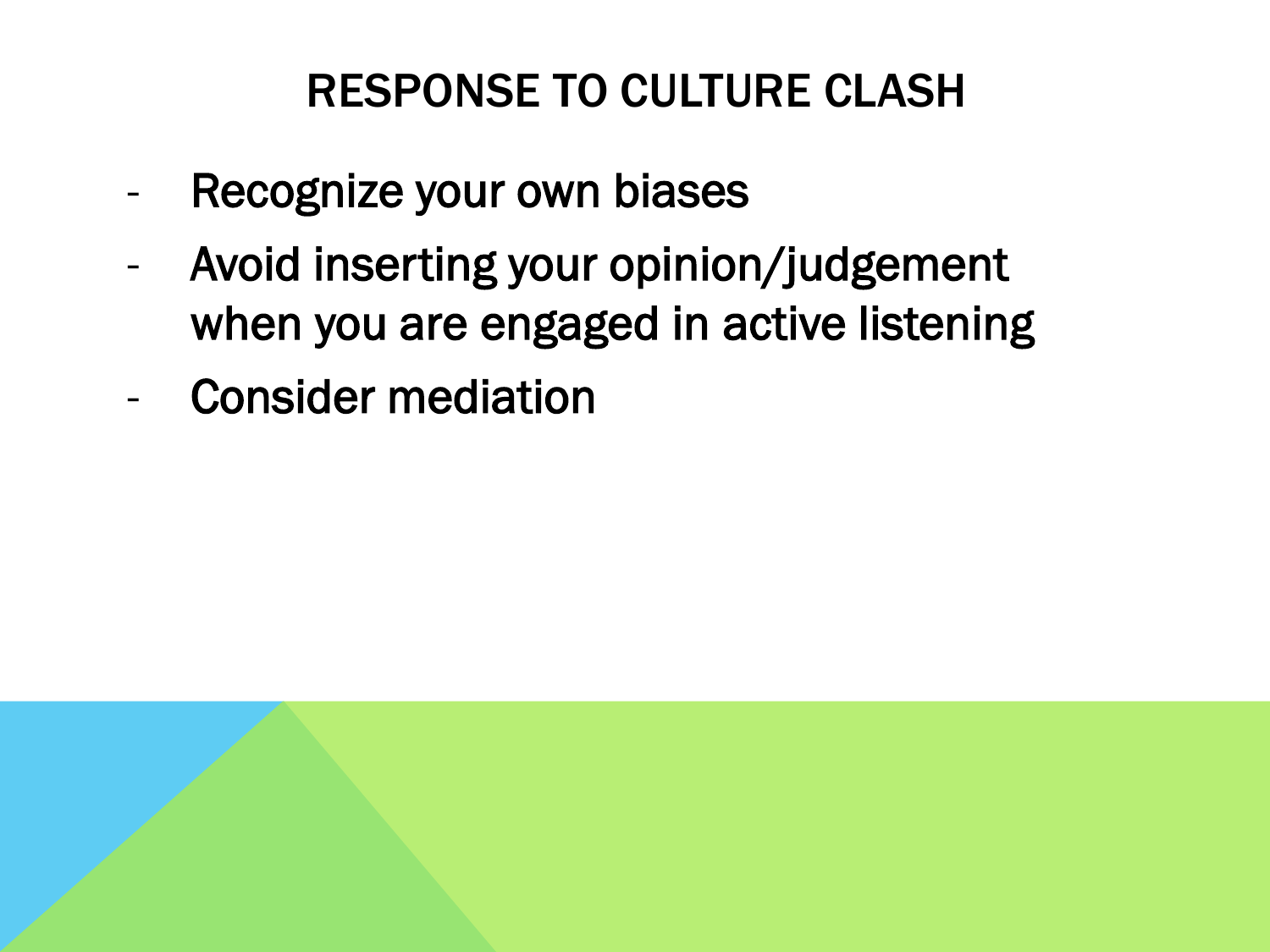# RESPONSE TO CULTURE CLASH

- Recognize your own biases
- Avoid inserting your opinion/judgement when you are engaged in active listening
- Consider mediation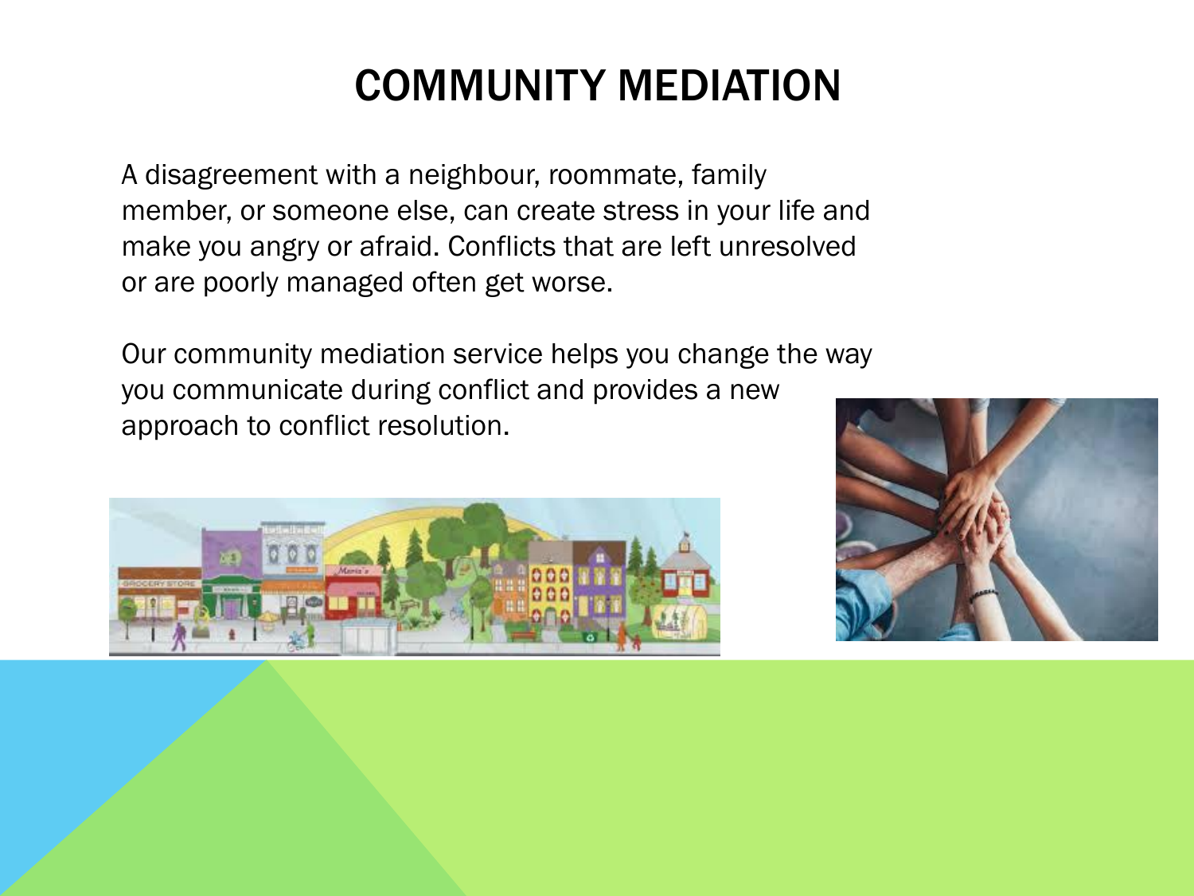# COMMUNITY MEDIATION

A disagreement with a neighbour, roommate, family member, or someone else, can create stress in your life and make you angry or afraid. Conflicts that are left unresolved or are poorly managed often get worse.

Our community mediation service helps you change the way you communicate during conflict and provides a new approach to conflict resolution.